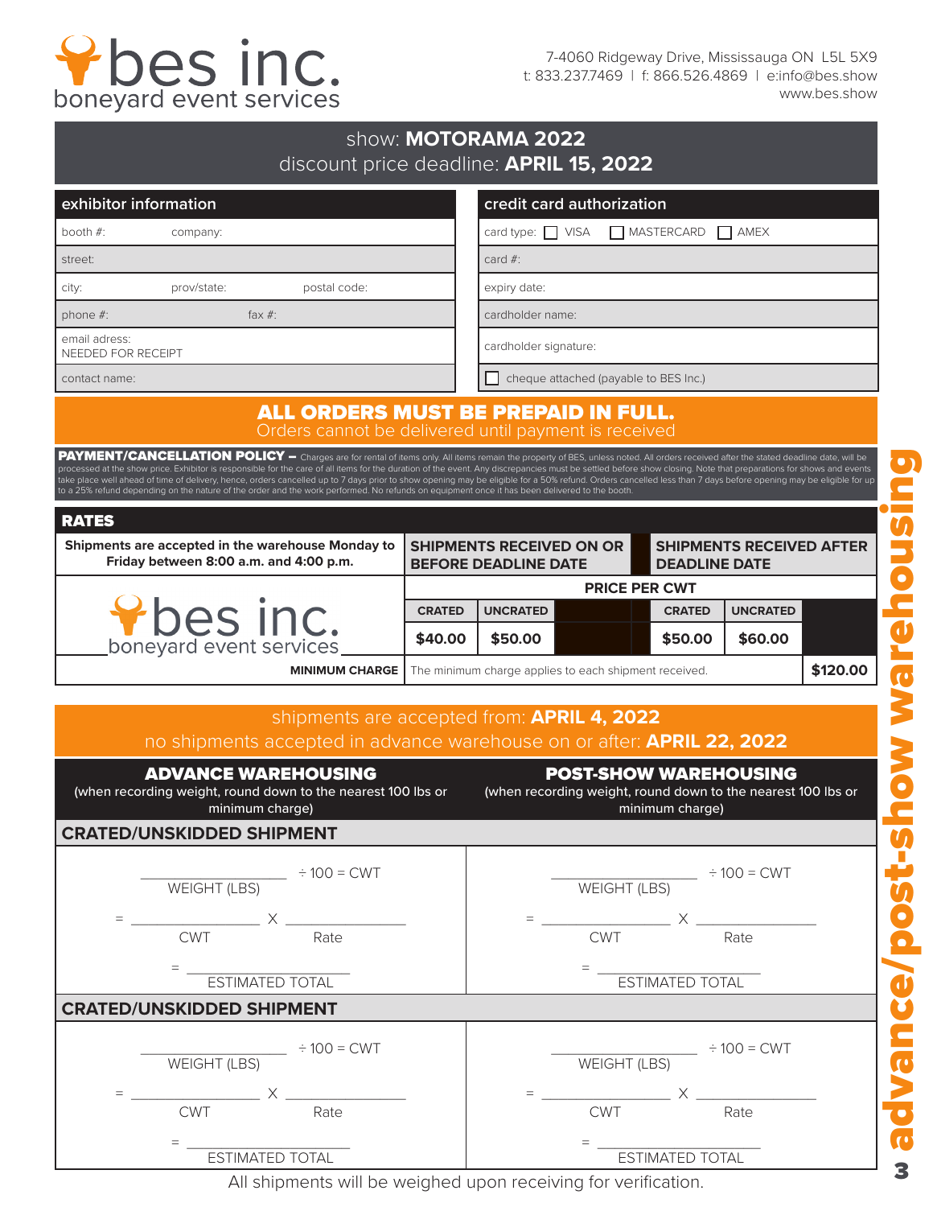# bes inc.
boneyard event services

7-4060 Ridgeway Drive, Mississauga ON L5L 5X9
t: 833.237.7469 | f: 866.526.4869 | e:info@bes.show
www.bes.show

## show: **MOTORAMA 2022**
## discount price deadline: **APRIL 15, 2022**

| exhibitor information | | |
|---|---|---|
| booth #: | company: | |
| street: | | |
| city: | prov/state: | postal code: |
| phone #: | fax #: | |
| email adress: NEEDED FOR RECEIPT | | |
| contact name: | | |

| credit card authorization |
|---|
| card type: ☐ VISA ☐ MASTERCARD ☐ AMEX |
| card #: |
| expiry date: |
| cardholder name: |
| cardholder signature: |
| ☐ cheque attached (payable to BES Inc.) |

## ALL ORDERS MUST BE PREPAID IN FULL.
Orders cannot be delivered until payment is received

**PAYMENT/CANCELLATION POLICY –** Charges are for rental of items only. All items remain the property of BES, unless noted. All orders received after the stated deadline date, will be processed at the show price. Exhibitor is responsible for the care of all items for the duration of the event. Any discrepancies must be settled before show closing. Note that preparations for shows and events take place well ahead of time of delivery, hence, orders cancelled up to 7 days prior to show opening may be eligible for a 50% refund. Orders cancelled less than 7 days before opening may be eligible for up to a 25% refund depending on the nature of the order and the work performed. No refunds on equipment once it has been delivered to the booth.

## RATES

| Shipments are accepted in the warehouse Monday to Friday between 8:00 a.m. and 4:00 p.m. | SHIPMENTS RECEIVED ON OR BEFORE DEADLINE DATE | | SHIPMENTS RECEIVED AFTER DEADLINE DATE | |
|---|---|---|---|---|
| | PRICE PER CWT | | | |
| | CRATED | UNCRATED | CRATED | UNCRATED |
| bes inc. boneyard event services | $40.00 | $50.00 | $50.00 | $60.00 |
| MINIMUM CHARGE | The minimum charge applies to each shipment received. | | | $120.00 |

shipments are accepted from: **APRIL 4, 2022**
no shipments accepted in advance warehouse on or after: **APRIL 22, 2022**

| **ADVANCE WAREHOUSING** (when recording weight, round down to the nearest 100 lbs or minimum charge) | **POST-SHOW WAREHOUSING** (when recording weight, round down to the nearest 100 lbs or minimum charge) |
|---|---|
| **CRATED/UNSKIDDED SHIPMENT** | |
| ________ WEIGHT (LBS) ÷ 100 = CWT | ________ WEIGHT (LBS) ÷ 100 = CWT |
| = ________ CWT X ________ Rate | = ________ CWT X ________ Rate |
| = ________ ESTIMATED TOTAL | = ________ ESTIMATED TOTAL |
| **CRATED/UNSKIDDED SHIPMENT** | |
| ________ WEIGHT (LBS) ÷ 100 = CWT | ________ WEIGHT (LBS) ÷ 100 = CWT |
| = ________ CWT X ________ Rate | = ________ CWT X ________ Rate |
| = ________ ESTIMATED TOTAL | = ________ ESTIMATED TOTAL |

All shipments will be weighed upon receiving for verification.

advance/post-show warehousing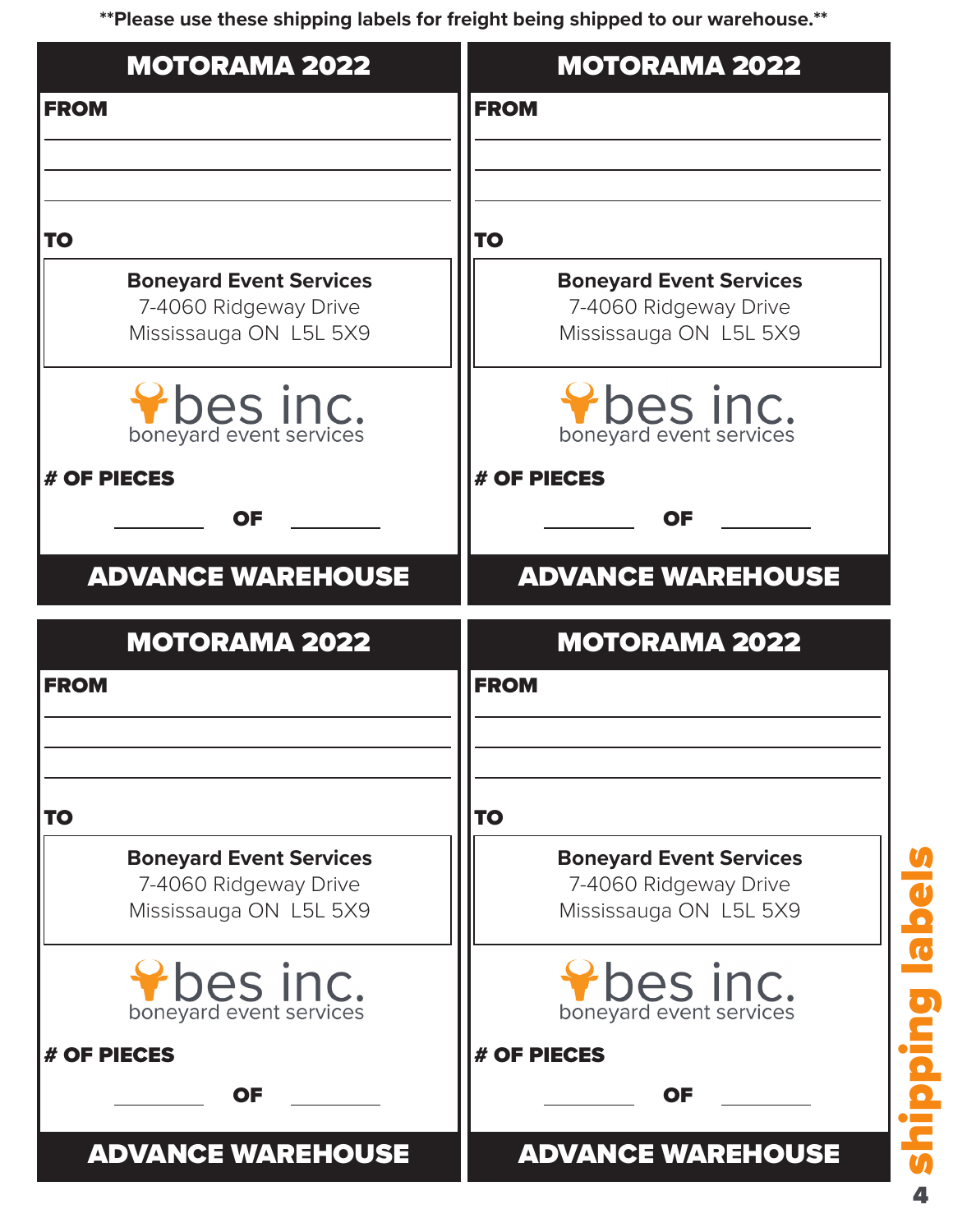**Please use these shipping labels for freight being shipped to our warehouse.**

## MOTORAMA 2022

**FROM**

\_\_\_\_\_\_\_\_\_\_\_\_\_\_\_\_\_\_\_\_\_\_\_\_\_\_\_\_\_\_\_\_\_\_\_\_\_\_\_\_

\_\_\_\_\_\_\_\_\_\_\_\_\_\_\_\_\_\_\_\_\_\_\_\_\_\_\_\_\_\_\_\_\_\_\_\_\_\_\_\_

\_\_\_\_\_\_\_\_\_\_\_\_\_\_\_\_\_\_\_\_\_\_\_\_\_\_\_\_\_\_\_\_\_\_\_\_\_\_\_\_

**TO**

**Boneyard Event Services**
7-4060 Ridgeway Drive
Mississauga ON L5L 5X9

bes inc.
boneyard event services

**# OF PIECES**

\_\_\_\_\_\_\_\_ **OF** \_\_\_\_\_\_\_\_

**ADVANCE WAREHOUSE**

## MOTORAMA 2022

**FROM**

\_\_\_\_\_\_\_\_\_\_\_\_\_\_\_\_\_\_\_\_\_\_\_\_\_\_\_\_\_\_\_\_\_\_\_\_\_\_\_\_

\_\_\_\_\_\_\_\_\_\_\_\_\_\_\_\_\_\_\_\_\_\_\_\_\_\_\_\_\_\_\_\_\_\_\_\_\_\_\_\_

\_\_\_\_\_\_\_\_\_\_\_\_\_\_\_\_\_\_\_\_\_\_\_\_\_\_\_\_\_\_\_\_\_\_\_\_\_\_\_\_

**TO**

**Boneyard Event Services**
7-4060 Ridgeway Drive
Mississauga ON L5L 5X9

bes inc.
boneyard event services

**# OF PIECES**

\_\_\_\_\_\_\_\_ **OF** \_\_\_\_\_\_\_\_

**ADVANCE WAREHOUSE**

## MOTORAMA 2022

**FROM**

\_\_\_\_\_\_\_\_\_\_\_\_\_\_\_\_\_\_\_\_\_\_\_\_\_\_\_\_\_\_\_\_\_\_\_\_\_\_\_\_

\_\_\_\_\_\_\_\_\_\_\_\_\_\_\_\_\_\_\_\_\_\_\_\_\_\_\_\_\_\_\_\_\_\_\_\_\_\_\_\_

\_\_\_\_\_\_\_\_\_\_\_\_\_\_\_\_\_\_\_\_\_\_\_\_\_\_\_\_\_\_\_\_\_\_\_\_\_\_\_\_

**TO**

**Boneyard Event Services**
7-4060 Ridgeway Drive
Mississauga ON L5L 5X9

bes inc.
boneyard event services

**# OF PIECES**

\_\_\_\_\_\_\_\_ **OF** \_\_\_\_\_\_\_\_

**ADVANCE WAREHOUSE**

## MOTORAMA 2022

**FROM**

\_\_\_\_\_\_\_\_\_\_\_\_\_\_\_\_\_\_\_\_\_\_\_\_\_\_\_\_\_\_\_\_\_\_\_\_\_\_\_\_

\_\_\_\_\_\_\_\_\_\_\_\_\_\_\_\_\_\_\_\_\_\_\_\_\_\_\_\_\_\_\_\_\_\_\_\_\_\_\_\_

\_\_\_\_\_\_\_\_\_\_\_\_\_\_\_\_\_\_\_\_\_\_\_\_\_\_\_\_\_\_\_\_\_\_\_\_\_\_\_\_

**TO**

**Boneyard Event Services**
7-4060 Ridgeway Drive
Mississauga ON L5L 5X9

bes inc.
boneyard event services

**# OF PIECES**

\_\_\_\_\_\_\_\_ **OF** \_\_\_\_\_\_\_\_

**ADVANCE WAREHOUSE**

**shipping labels**